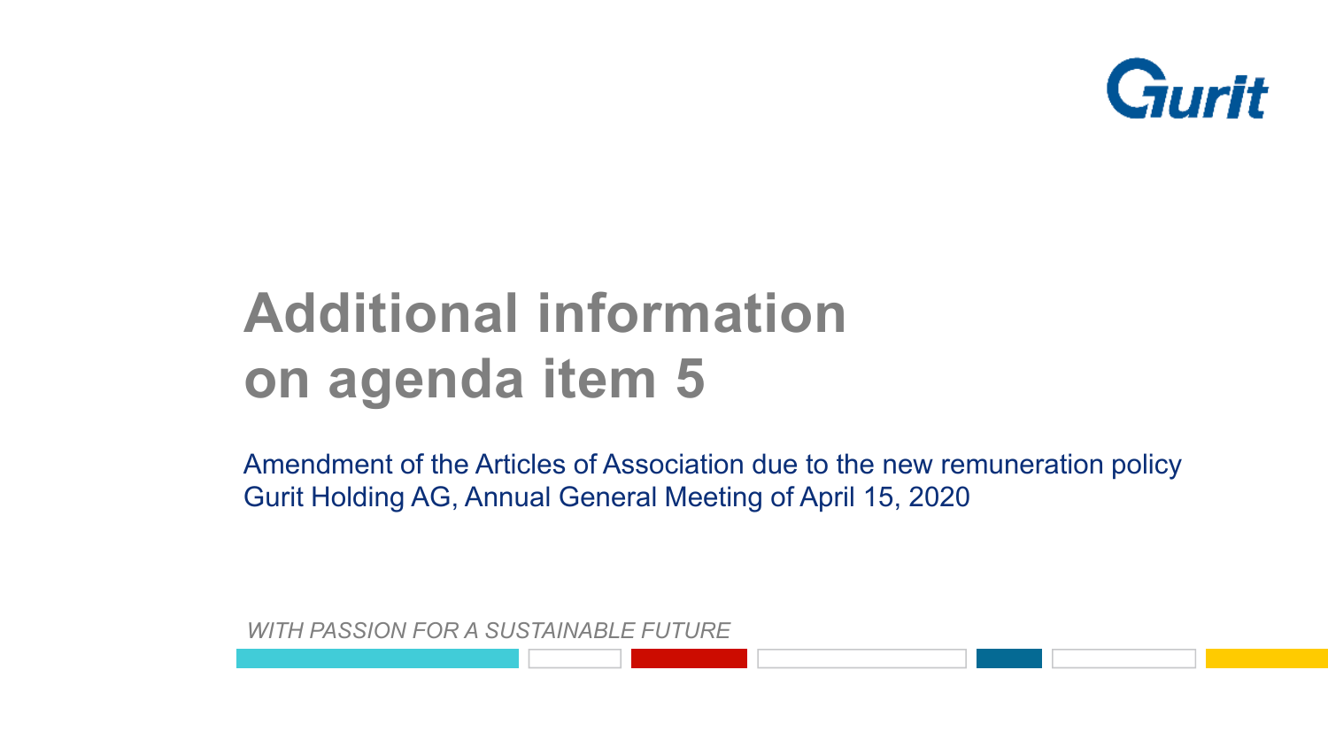# Additional information on agenda item 5

Amendment of the Articles of Association due to the new remuneration policy
Gurit Holding AG, Annual General Meeting of April 15, 2020

*WITH PASSION FOR A SUSTAINABLE FUTURE*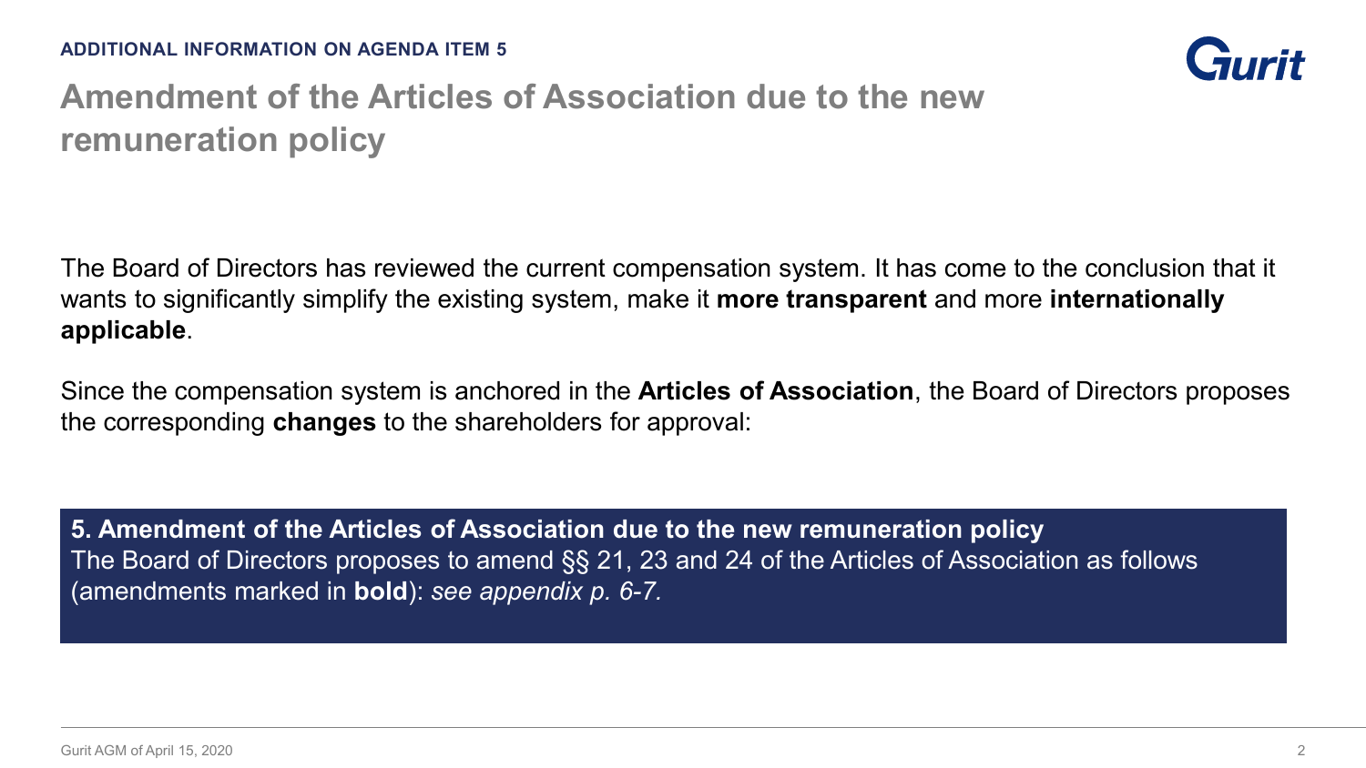**ADDITIONAL INFORMATION ON AGENDA ITEM 5**

# Amendment of the Articles of Association due to the new remuneration policy

The Board of Directors has reviewed the current compensation system. It has come to the conclusion that it wants to significantly simplify the existing system, make it **more transparent** and more **internationally applicable**.

Since the compensation system is anchored in the **Articles of Association**, the Board of Directors proposes the corresponding **changes** to the shareholders for approval:

**5. Amendment of the Articles of Association due to the new remuneration policy**
The Board of Directors proposes to amend §§ 21, 23 and 24 of the Articles of Association as follows (amendments marked in **bold**): *see appendix p. 6-7.*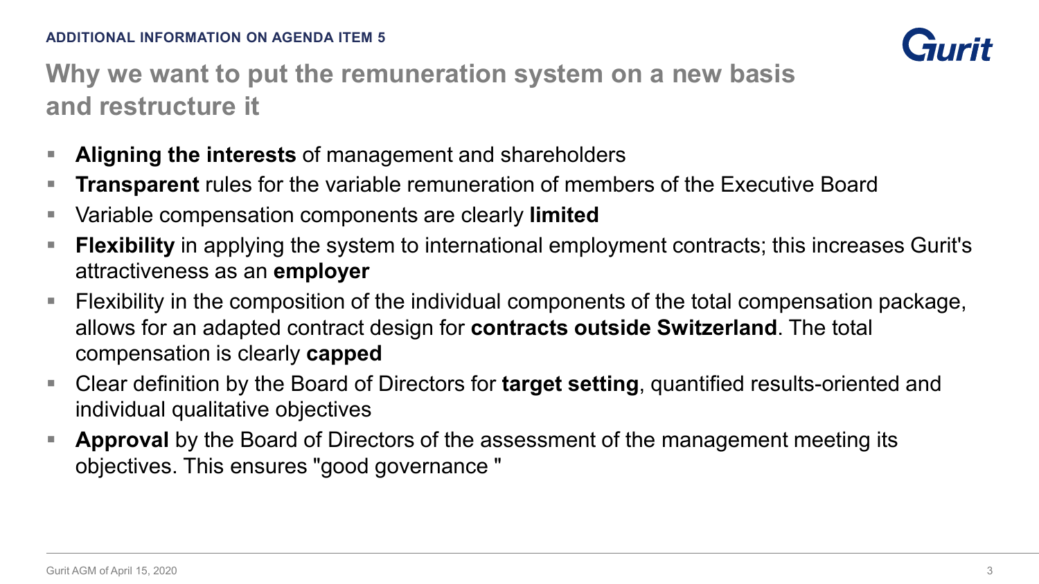ADDITIONAL INFORMATION ON AGENDA ITEM 5

## Why we want to put the remuneration system on a new basis and restructure it

- **Aligning the interests** of management and shareholders
- **Transparent** rules for the variable remuneration of members of the Executive Board
- Variable compensation components are clearly **limited**
- **Flexibility** in applying the system to international employment contracts; this increases Gurit's attractiveness as an **employer**
- Flexibility in the composition of the individual components of the total compensation package, allows for an adapted contract design for **contracts outside Switzerland**. The total compensation is clearly **capped**
- Clear definition by the Board of Directors for **target setting**, quantified results-oriented and individual qualitative objectives
- **Approval** by the Board of Directors of the assessment of the management meeting its objectives. This ensures "good governance "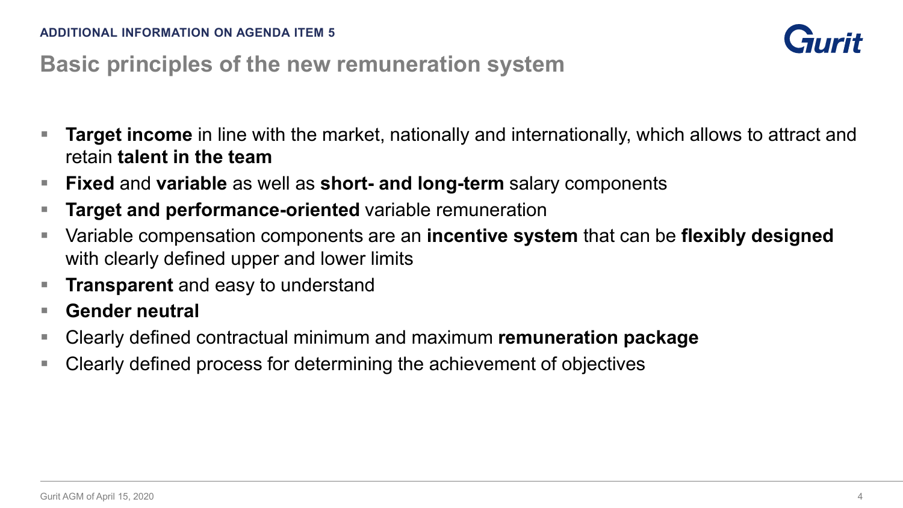ADDITIONAL INFORMATION ON AGENDA ITEM 5

## Basic principles of the new remuneration system

- **Target income** in line with the market, nationally and internationally, which allows to attract and retain **talent in the team**
- **Fixed** and **variable** as well as **short- and long-term** salary components
- **Target and performance-oriented** variable remuneration
- Variable compensation components are an **incentive system** that can be **flexibly designed** with clearly defined upper and lower limits
- **Transparent** and easy to understand
- **Gender neutral**
- Clearly defined contractual minimum and maximum **remuneration package**
- Clearly defined process for determining the achievement of objectives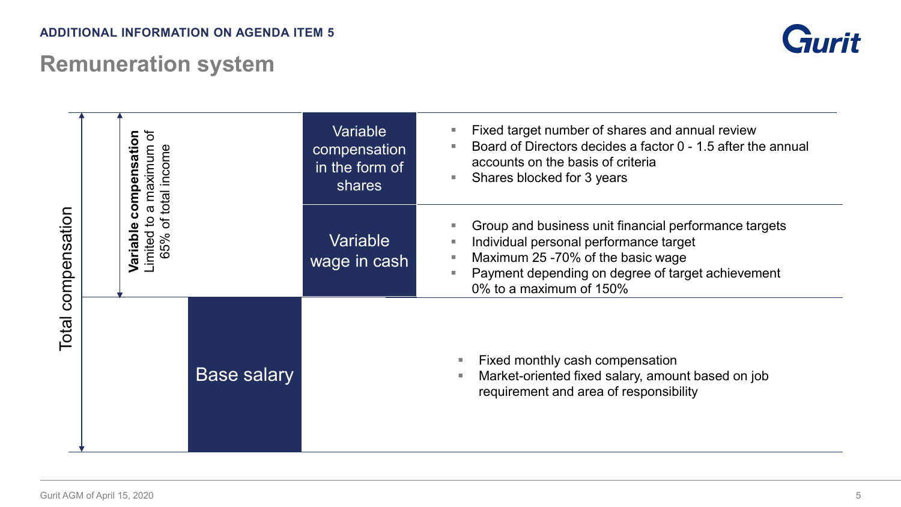ADDITIONAL INFORMATION ON AGENDA ITEM 5

# Remuneration system

Total compensation

**Variable compensation** Limited to a maximum of 65% of total income

| Component | Description |
| --- | --- |
| Variable compensation in the form of shares | Fixed target number of shares and annual review<br>Board of Directors decides a factor 0 - 1.5 after the annual accounts on the basis of criteria<br>Shares blocked for 3 years |
| Variable wage in cash | Group and business unit financial performance targets<br>Individual personal performance target<br>Maximum 25 -70% of the basic wage<br>Payment depending on degree of target achievement 0% to a maximum of 150% |
| Base salary | Fixed monthly cash compensation<br>Market-oriented fixed salary, amount based on job requirement and area of responsibility |

Gurit AGM of April 15, 2020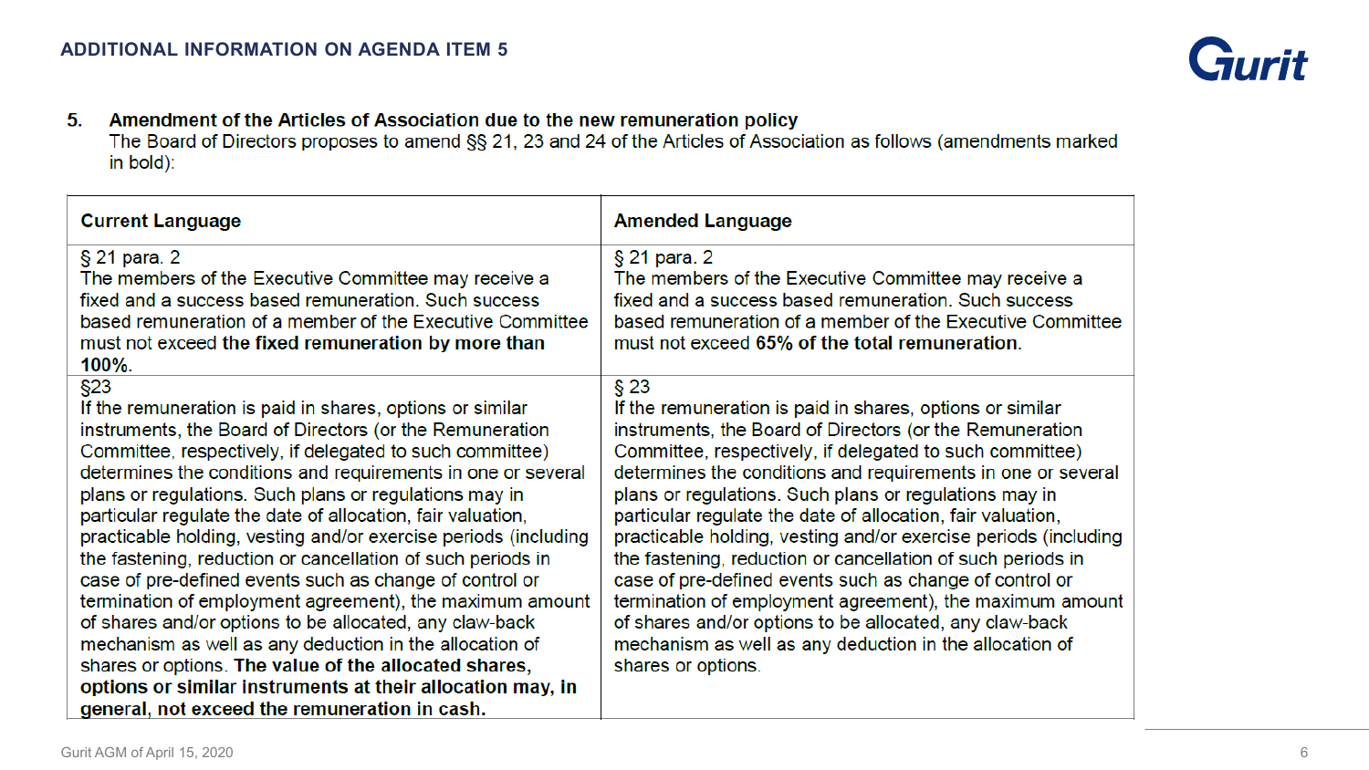## ADDITIONAL INFORMATION ON AGENDA ITEM 5

**5. Amendment of the Articles of Association due to the new remuneration policy**

The Board of Directors proposes to amend §§ 21, 23 and 24 of the Articles of Association as follows (amendments marked in bold):

| Current Language | Amended Language |
|---|---|
| § 21 para. 2<br>The members of the Executive Committee may receive a fixed and a success based remuneration. Such success based remuneration of a member of the Executive Committee must not exceed **the fixed remuneration by more than 100%**. | § 21 para. 2<br>The members of the Executive Committee may receive a fixed and a success based remuneration. Such success based remuneration of a member of the Executive Committee must not exceed **65% of the total remuneration**. |
| §23<br>If the remuneration is paid in shares, options or similar instruments, the Board of Directors (or the Remuneration Committee, respectively, if delegated to such committee) determines the conditions and requirements in one or several plans or regulations. Such plans or regulations may in particular regulate the date of allocation, fair valuation, practicable holding, vesting and/or exercise periods (including the fastening, reduction or cancellation of such periods in case of pre-defined events such as change of control or termination of employment agreement), the maximum amount of shares and/or options to be allocated, any claw-back mechanism as well as any deduction in the allocation of shares or options. **The value of the allocated shares, options or similar instruments at their allocation may, in general, not exceed the remuneration in cash.** | § 23<br>If the remuneration is paid in shares, options or similar instruments, the Board of Directors (or the Remuneration Committee, respectively, if delegated to such committee) determines the conditions and requirements in one or several plans or regulations. Such plans or regulations may in particular regulate the date of allocation, fair valuation, practicable holding, vesting and/or exercise periods (including the fastening, reduction or cancellation of such periods in case of pre-defined events such as change of control or termination of employment agreement), the maximum amount of shares and/or options to be allocated, any claw-back mechanism as well as any deduction in the allocation of shares or options. |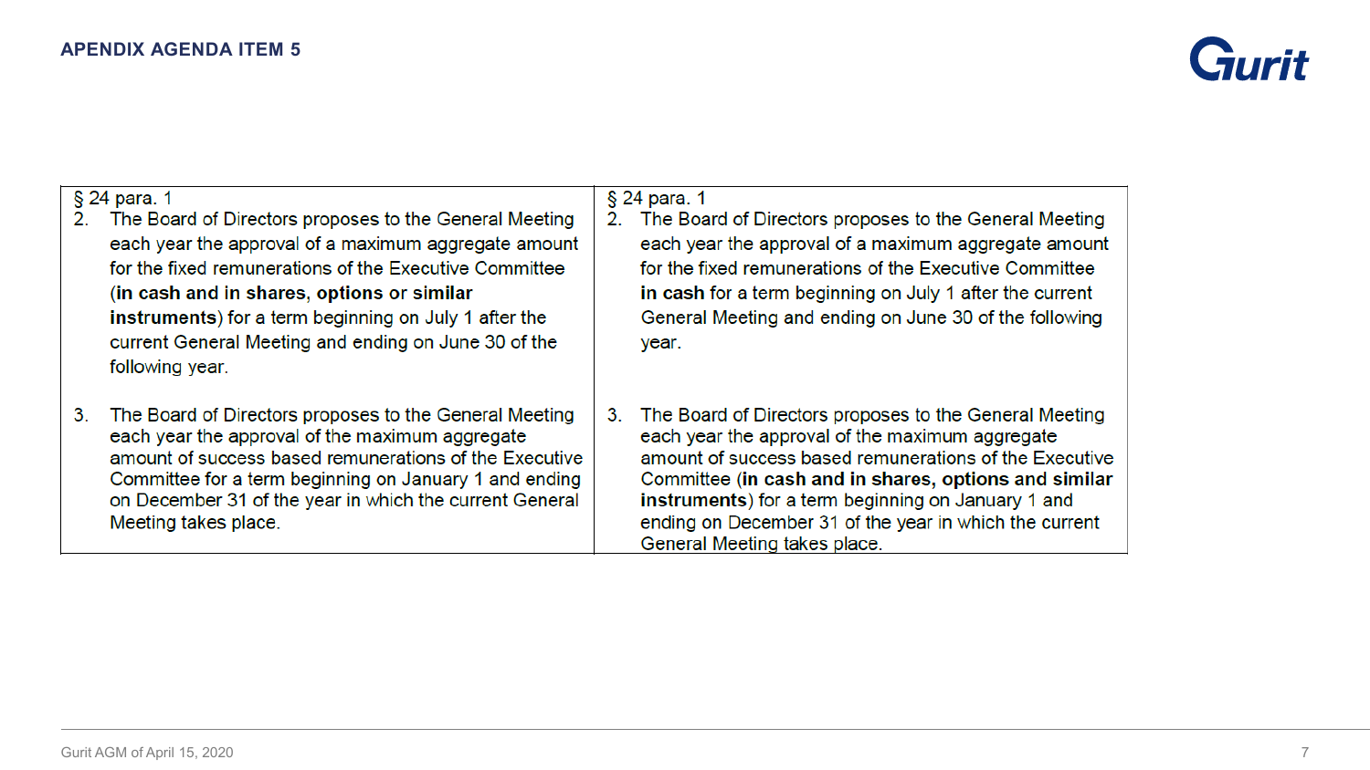## APENDIX AGENDA ITEM 5

| | |
|---|---|
| § 24 para. 1<br>2. The Board of Directors proposes to the General Meeting each year the approval of a maximum aggregate amount for the fixed remunerations of the Executive Committee (**in cash and in shares, options or similar instruments**) for a term beginning on July 1 after the current General Meeting and ending on June 30 of the following year. | § 24 para. 1<br>2. The Board of Directors proposes to the General Meeting each year the approval of a maximum aggregate amount for the fixed remunerations of the Executive Committee **in cash** for a term beginning on July 1 after the current General Meeting and ending on June 30 of the following year. |
| 3. The Board of Directors proposes to the General Meeting each year the approval of the maximum aggregate amount of success based remunerations of the Executive Committee for a term beginning on January 1 and ending on December 31 of the year in which the current General Meeting takes place. | 3. The Board of Directors proposes to the General Meeting each year the approval of the maximum aggregate amount of success based remunerations of the Executive Committee (**in cash and in shares, options and similar instruments**) for a term beginning on January 1 and ending on December 31 of the year in which the current General Meeting takes place. |